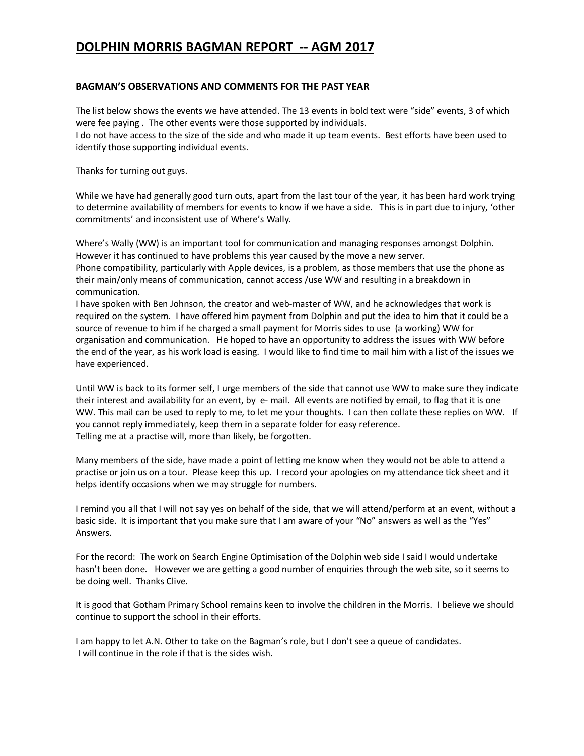# DOLPHIN MORRIS BAGMAN REPORT -- AGM 2017

### BAGMAN'S OBSERVATIONS AND COMMENTS FOR THE PAST YEAR

The list below shows the events we have attended. The 13 events in bold text were "side" events, 3 of which were fee paying . The other events were those supported by individuals.
I do not have access to the size of the side and who made it up team events. Best efforts have been used to identify those supporting individual events.

Thanks for turning out guys.

While we have had generally good turn outs, apart from the last tour of the year, it has been hard work trying to determine availability of members for events to know if we have a side. This is in part due to injury, 'other commitments' and inconsistent use of Where's Wally.

Where's Wally (WW) is an important tool for communication and managing responses amongst Dolphin. However it has continued to have problems this year caused by the move a new server.
Phone compatibility, particularly with Apple devices, is a problem, as those members that use the phone as their main/only means of communication, cannot access /use WW and resulting in a breakdown in communication.
I have spoken with Ben Johnson, the creator and web-master of WW, and he acknowledges that work is required on the system. I have offered him payment from Dolphin and put the idea to him that it could be a source of revenue to him if he charged a small payment for Morris sides to use (a working) WW for organisation and communication. He hoped to have an opportunity to address the issues with WW before the end of the year, as his work load is easing. I would like to find time to mail him with a list of the issues we have experienced.

Until WW is back to its former self, I urge members of the side that cannot use WW to make sure they indicate their interest and availability for an event, by e- mail. All events are notified by email, to flag that it is one WW. This mail can be used to reply to me, to let me your thoughts. I can then collate these replies on WW. If you cannot reply immediately, keep them in a separate folder for easy reference.
Telling me at a practise will, more than likely, be forgotten.

Many members of the side, have made a point of letting me know when they would not be able to attend a practise or join us on a tour. Please keep this up. I record your apologies on my attendance tick sheet and it helps identify occasions when we may struggle for numbers.

I remind you all that I will not say yes on behalf of the side, that we will attend/perform at an event, without a basic side. It is important that you make sure that I am aware of your "No" answers as well as the "Yes" Answers.

For the record: The work on Search Engine Optimisation of the Dolphin web side I said I would undertake hasn't been done. However we are getting a good number of enquiries through the web site, so it seems to be doing well. Thanks Clive.

It is good that Gotham Primary School remains keen to involve the children in the Morris. I believe we should continue to support the school in their efforts.

I am happy to let A.N. Other to take on the Bagman's role, but I don't see a queue of candidates.
I will continue in the role if that is the sides wish.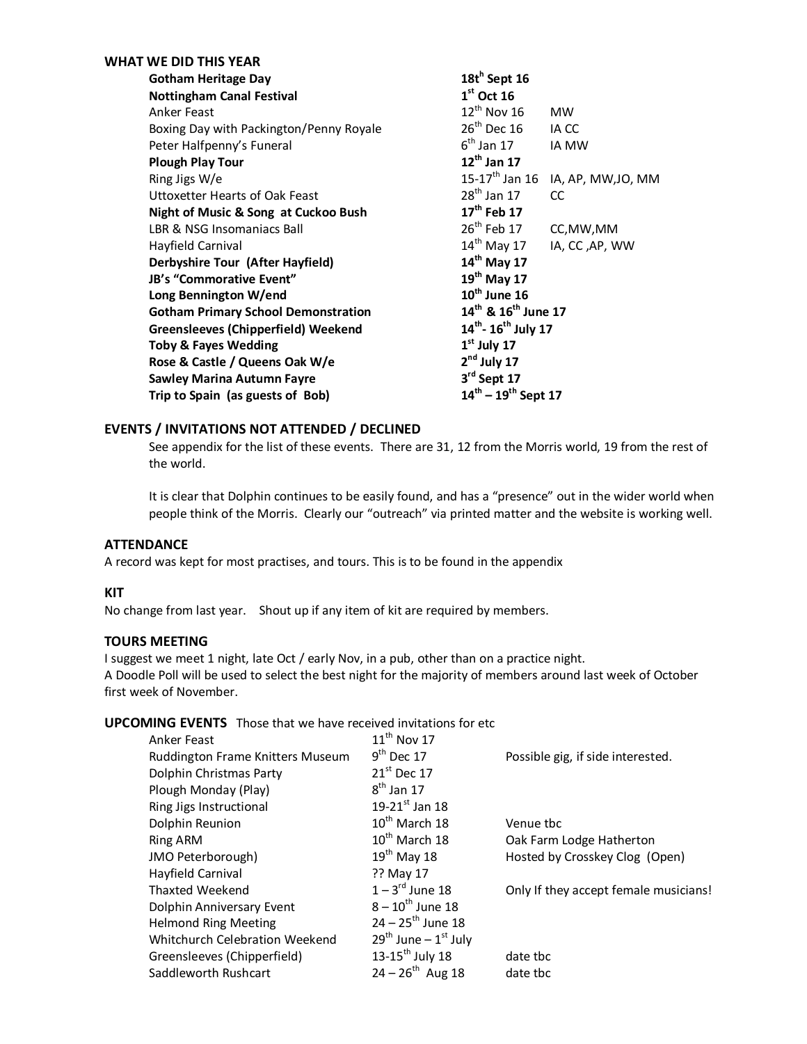**WHAT WE DID THIS YEAR**

| Event | Date | Attendees |
|---|---|---|
| **Gotham Heritage Day** | **18t^h Sept 16** | |
| **Nottingham Canal Festival** | **1st Oct 16** | |
| Anker Feast | 12th Nov 16 | MW |
| Boxing Day with Packington/Penny Royale | 26th Dec 16 | IA CC |
| Peter Halfpenny's Funeral | 6th Jan 17 | IA MW |
| **Plough Play Tour** | **12th Jan 17** | |
| Ring Jigs W/e | 15-17th Jan 16 | IA, AP, MW,JO, MM |
| Uttoxetter Hearts of Oak Feast | 28th Jan 17 | CC |
| **Night of Music & Song at Cuckoo Bush** | **17th Feb 17** | |
| LBR & NSG Insomaniacs Ball | 26th Feb 17 | CC,MW,MM |
| Hayfield Carnival | 14th May 17 | IA, CC ,AP, WW |
| **Derbyshire Tour (After Hayfield)** | **14th May 17** | |
| **JB's "Commorative Event"** | **19th May 17** | |
| **Long Bennington W/end** | **10th June 16** | |
| **Gotham Primary School Demonstration** | **14th & 16th June 17** | |
| **Greensleeves (Chipperfield) Weekend** | **14th- 16th July 17** | |
| **Toby & Fayes Wedding** | **1st July 17** | |
| **Rose & Castle / Queens Oak W/e** | **2nd July 17** | |
| **Sawley Marina Autumn Fayre** | **3rd Sept 17** | |
| **Trip to Spain (as guests of Bob)** | **14th – 19th Sept 17** | |

**EVENTS / INVITATIONS NOT ATTENDED / DECLINED**

See appendix for the list of these events. There are 31, 12 from the Morris world, 19 from the rest of the world.

It is clear that Dolphin continues to be easily found, and has a "presence" out in the wider world when people think of the Morris. Clearly our "outreach" via printed matter and the website is working well.

**ATTENDANCE**

A record was kept for most practises, and tours. This is to be found in the appendix

**KIT**

No change from last year. Shout up if any item of kit are required by members.

**TOURS MEETING**

I suggest we meet 1 night, late Oct / early Nov, in a pub, other than on a practice night.
A Doodle Poll will be used to select the best night for the majority of members around last week of October first week of November.

**UPCOMING EVENTS** Those that we have received invitations for etc

| Event | Date | Notes |
|---|---|---|
| Anker Feast | 11th Nov 17 | |
| Ruddington Frame Knitters Museum | 9th Dec 17 | Possible gig, if side interested. |
| Dolphin Christmas Party | 21st Dec 17 | |
| Plough Monday (Play) | 8th Jan 17 | |
| Ring Jigs Instructional | 19-21st Jan 18 | |
| Dolphin Reunion | 10th March 18 | Venue tbc |
| Ring ARM | 10th March 18 | Oak Farm Lodge Hatherton |
| JMO Peterborough) | 19th May 18 | Hosted by Crosskey Clog (Open) |
| Hayfield Carnival | ?? May 17 | |
| Thaxted Weekend | 1 – 3rd June 18 | Only If they accept female musicians! |
| Dolphin Anniversary Event | 8 – 10th June 18 | |
| Helmond Ring Meeting | 24 – 25th June 18 | |
| Whitchurch Celebration Weekend | 29th June – 1st July | |
| Greensleeves (Chipperfield) | 13-15th July 18 | date tbc |
| Saddleworth Rushcart | 24 – 26th Aug 18 | date tbc |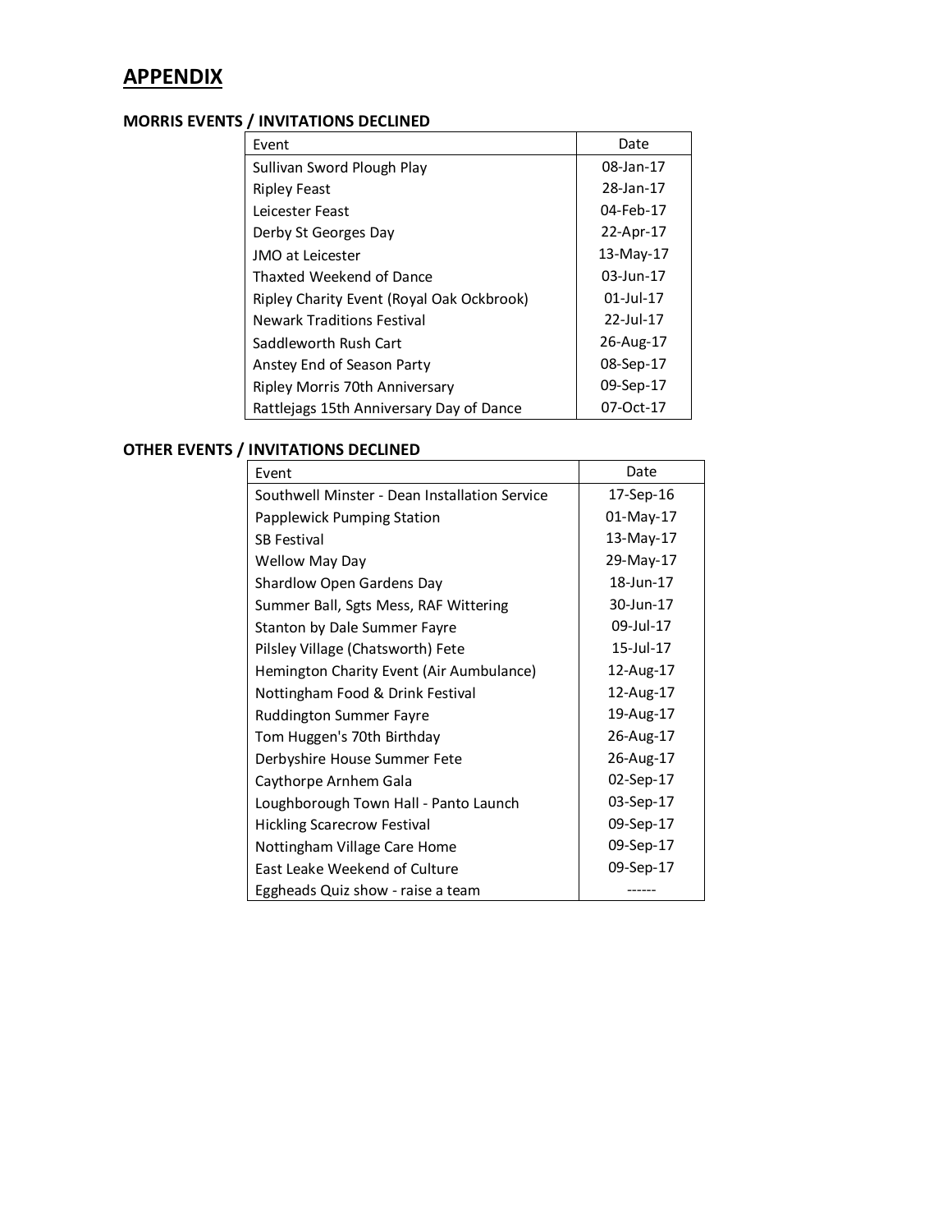# APPENDIX

### MORRIS EVENTS / INVITATIONS DECLINED

| Event | Date |
|---|---|
| Sullivan Sword Plough Play | 08-Jan-17 |
| Ripley Feast | 28-Jan-17 |
| Leicester Feast | 04-Feb-17 |
| Derby St Georges Day | 22-Apr-17 |
| JMO at Leicester | 13-May-17 |
| Thaxted Weekend of Dance | 03-Jun-17 |
| Ripley Charity Event (Royal Oak Ockbrook) | 01-Jul-17 |
| Newark Traditions Festival | 22-Jul-17 |
| Saddleworth Rush Cart | 26-Aug-17 |
| Anstey End of Season Party | 08-Sep-17 |
| Ripley Morris 70th Anniversary | 09-Sep-17 |
| Rattlejags 15th Anniversary Day of Dance | 07-Oct-17 |

### OTHER EVENTS / INVITATIONS DECLINED

| Event | Date |
|---|---|
| Southwell Minster - Dean Installation Service | 17-Sep-16 |
| Papplewick Pumping Station | 01-May-17 |
| SB Festival | 13-May-17 |
| Wellow May Day | 29-May-17 |
| Shardlow Open Gardens Day | 18-Jun-17 |
| Summer Ball, Sgts Mess, RAF Wittering | 30-Jun-17 |
| Stanton by Dale Summer Fayre | 09-Jul-17 |
| Pilsley Village (Chatsworth) Fete | 15-Jul-17 |
| Hemington Charity Event (Air Aumbulance) | 12-Aug-17 |
| Nottingham Food & Drink Festival | 12-Aug-17 |
| Ruddington Summer Fayre | 19-Aug-17 |
| Tom Huggen's 70th Birthday | 26-Aug-17 |
| Derbyshire House Summer Fete | 26-Aug-17 |
| Caythorpe Arnhem Gala | 02-Sep-17 |
| Loughborough Town Hall - Panto Launch | 03-Sep-17 |
| Hickling Scarecrow Festival | 09-Sep-17 |
| Nottingham Village Care Home | 09-Sep-17 |
| East Leake Weekend of Culture | 09-Sep-17 |
| Eggheads Quiz show - raise a team | ------ |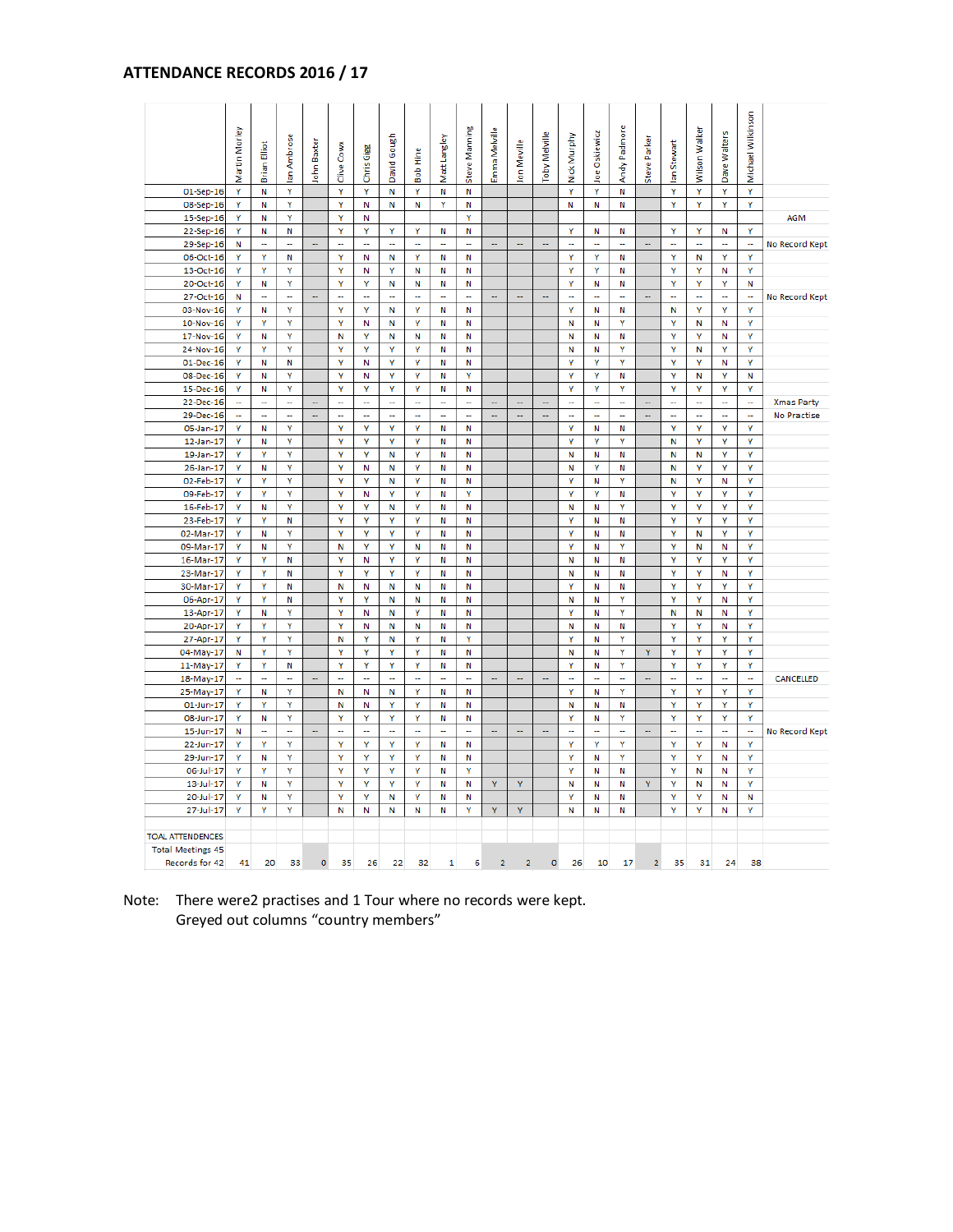## ATTENDANCE RECORDS 2016 / 17

| | Martin Morley | Brian Elliot | Ian Ambrose | John Baxter | Clive Cowx | Chris Gigg | David Gough | Bob Hine | Matt Langley | Steve Manning | Emma Melville | Jon Melville | Toby Melville | Nick Murphy | Joe Oskiewicz | Andy Padmore | Steve Parker | Ian Stewart | Wilson Walker | Dave Walters | Michael Wilkinson | |
|---|---|---|---|---|---|---|---|---|---|---|---|---|---|---|---|---|---|---|---|---|---|---|
| 01-Sep-16 | Y | N | Y | | Y | Y | N | Y | N | N | | | | Y | Y | N | | Y | Y | Y | Y | |
| 08-Sep-16 | Y | N | Y | | Y | N | N | N | Y | N | | | | N | N | N | | Y | Y | Y | Y | |
| 15-Sep-16 | Y | N | Y | | Y | N | | | | Y | | | | | | | | | | | | AGM |
| 22-Sep-16 | Y | N | N | | Y | Y | Y | Y | N | N | | | | Y | N | N | | Y | Y | N | Y | |
| 29-Sep-16 | N | -- | -- | -- | -- | -- | -- | -- | -- | -- | -- | -- | -- | -- | -- | -- | -- | -- | -- | -- | -- | No Record Kept |
| 06-Oct-16 | Y | Y | N | | Y | N | N | Y | N | N | | | | Y | Y | N | | Y | N | Y | Y | |
| 13-Oct-16 | Y | Y | Y | | Y | N | Y | N | N | N | | | | Y | Y | N | | Y | Y | N | Y | |
| 20-Oct-16 | Y | N | Y | | Y | Y | N | N | N | N | | | | Y | N | N | | Y | Y | Y | N | |
| 27-Oct-16 | N | -- | -- | -- | -- | -- | -- | -- | -- | -- | -- | -- | -- | -- | -- | -- | -- | -- | -- | -- | -- | No Record Kept |
| 03-Nov-16 | Y | N | Y | | Y | Y | N | Y | N | N | | | | Y | N | N | | N | Y | Y | Y | |
| 10-Nov-16 | Y | Y | Y | | Y | N | N | Y | N | N | | | | N | N | Y | | Y | N | N | Y | |
| 17-Nov-16 | Y | N | Y | | N | Y | N | N | N | N | | | | N | N | N | | Y | Y | N | Y | |
| 24-Nov-16 | Y | Y | Y | | Y | Y | Y | Y | N | N | | | | N | N | Y | | Y | N | Y | Y | |
| 01-Dec-16 | Y | N | N | | Y | N | Y | Y | N | N | | | | Y | Y | Y | | Y | Y | N | Y | |
| 08-Dec-16 | Y | N | Y | | Y | N | Y | Y | N | Y | | | | Y | Y | N | | Y | N | Y | N | |
| 15-Dec-16 | Y | N | Y | | Y | Y | Y | Y | N | N | | | | Y | Y | Y | | Y | Y | Y | Y | |
| 22-Dec-16 | -- | -- | -- | -- | -- | -- | -- | -- | -- | -- | -- | -- | -- | -- | -- | -- | -- | -- | -- | -- | -- | Xmas Party |
| 29-Dec-16 | -- | -- | -- | -- | -- | -- | -- | -- | -- | -- | -- | -- | -- | -- | -- | -- | -- | -- | -- | -- | -- | No Practise |
| 05-Jan-17 | Y | N | Y | | Y | Y | Y | Y | N | N | | | | Y | N | N | | Y | Y | Y | Y | |
| 12-Jan-17 | Y | N | Y | | Y | Y | Y | Y | N | N | | | | Y | Y | Y | | N | Y | Y | Y | |
| 19-Jan-17 | Y | Y | Y | | Y | Y | N | Y | N | N | | | | N | N | N | | N | N | Y | Y | |
| 26-Jan-17 | Y | N | Y | | Y | N | N | Y | N | N | | | | N | Y | N | | N | Y | Y | Y | |
| 02-Feb-17 | Y | Y | Y | | Y | Y | N | Y | N | N | | | | Y | N | Y | | N | Y | N | Y | |
| 09-Feb-17 | Y | Y | Y | | Y | N | Y | Y | N | Y | | | | Y | Y | N | | Y | Y | Y | Y | |
| 16-Feb-17 | Y | N | Y | | Y | Y | N | Y | N | N | | | | N | N | Y | | Y | Y | Y | Y | |
| 23-Feb-17 | Y | Y | N | | Y | Y | Y | Y | N | N | | | | Y | N | N | | Y | Y | Y | Y | |
| 02-Mar-17 | Y | N | Y | | Y | Y | Y | Y | N | N | | | | Y | N | N | | Y | N | Y | Y | |
| 09-Mar-17 | Y | N | Y | | N | Y | Y | N | N | N | | | | Y | N | Y | | Y | N | N | Y | |
| 16-Mar-17 | Y | Y | N | | Y | N | Y | Y | N | N | | | | N | N | N | | Y | Y | Y | Y | |
| 23-Mar-17 | Y | Y | N | | Y | Y | Y | Y | N | N | | | | N | N | N | | Y | Y | N | Y | |
| 30-Mar-17 | Y | Y | N | | N | N | N | N | N | N | | | | Y | N | N | | Y | Y | Y | Y | |
| 06-Apr-17 | Y | Y | N | | Y | Y | N | N | N | N | | | | N | N | Y | | Y | Y | N | Y | |
| 13-Apr-17 | Y | N | Y | | Y | N | N | Y | N | N | | | | Y | N | Y | | N | N | N | Y | |
| 20-Apr-17 | Y | Y | Y | | Y | N | N | N | N | N | | | | N | N | N | | Y | Y | N | Y | |
| 27-Apr-17 | Y | Y | Y | | N | Y | N | Y | N | Y | | | | Y | N | Y | | Y | Y | Y | Y | |
| 04-May-17 | N | Y | Y | | Y | Y | Y | Y | N | N | | | | N | N | Y | Y | Y | Y | Y | Y | |
| 11-May-17 | Y | Y | N | | Y | Y | Y | Y | N | N | | | | Y | N | Y | | Y | Y | Y | Y | |
| 18-May-17 | -- | -- | -- | -- | -- | -- | -- | -- | -- | -- | -- | -- | -- | -- | -- | -- | -- | -- | -- | -- | -- | CANCELLED |
| 25-May-17 | Y | N | Y | | N | N | N | Y | N | N | | | | Y | N | Y | | Y | Y | Y | Y | |
| 01-Jun-17 | Y | Y | Y | | N | N | Y | Y | N | N | | | | N | N | N | | Y | Y | Y | Y | |
| 08-Jun-17 | Y | N | Y | | Y | Y | Y | Y | N | N | | | | Y | N | Y | | Y | Y | Y | Y | |
| 15-Jun-17 | N | -- | -- | -- | -- | -- | -- | -- | -- | -- | -- | -- | -- | -- | -- | -- | -- | -- | -- | -- | -- | No Record Kept |
| 22-Jun-17 | Y | Y | Y | | Y | Y | Y | Y | N | N | | | | Y | Y | Y | | Y | Y | N | Y | |
| 29-Jun-17 | Y | N | Y | | Y | Y | Y | Y | N | N | | | | Y | N | Y | | Y | Y | N | Y | |
| 06-Jul-17 | Y | Y | Y | | Y | Y | Y | Y | N | Y | | | | Y | N | N | | Y | N | N | Y | |
| 13-Jul-17 | Y | N | Y | | Y | Y | Y | Y | N | N | Y | Y | | N | N | N | Y | Y | N | N | Y | |
| 20-Jul-17 | Y | N | Y | | Y | Y | N | Y | N | N | | | | Y | N | N | | Y | Y | N | N | |
| 27-Jul-17 | Y | Y | Y | | N | N | N | N | N | Y | Y | Y | | N | N | N | | Y | Y | N | Y | |
| | | | | | | | | | | | | | | | | | | | | | | |
| TOAL ATTENDENCES | | | | | | | | | | | | | | | | | | | | | | |
| Total Meetings 45 | | | | | | | | | | | | | | | | | | | | | | |
| Records for 42 | 41 | 20 | 33 | 0 | 35 | 26 | 22 | 32 | 1 | 6 | 2 | 2 | 0 | 26 | 10 | 17 | 2 | 35 | 31 | 24 | 38 | |

Note: There were2 practises and 1 Tour where no records were kept.
Greyed out columns "country members"